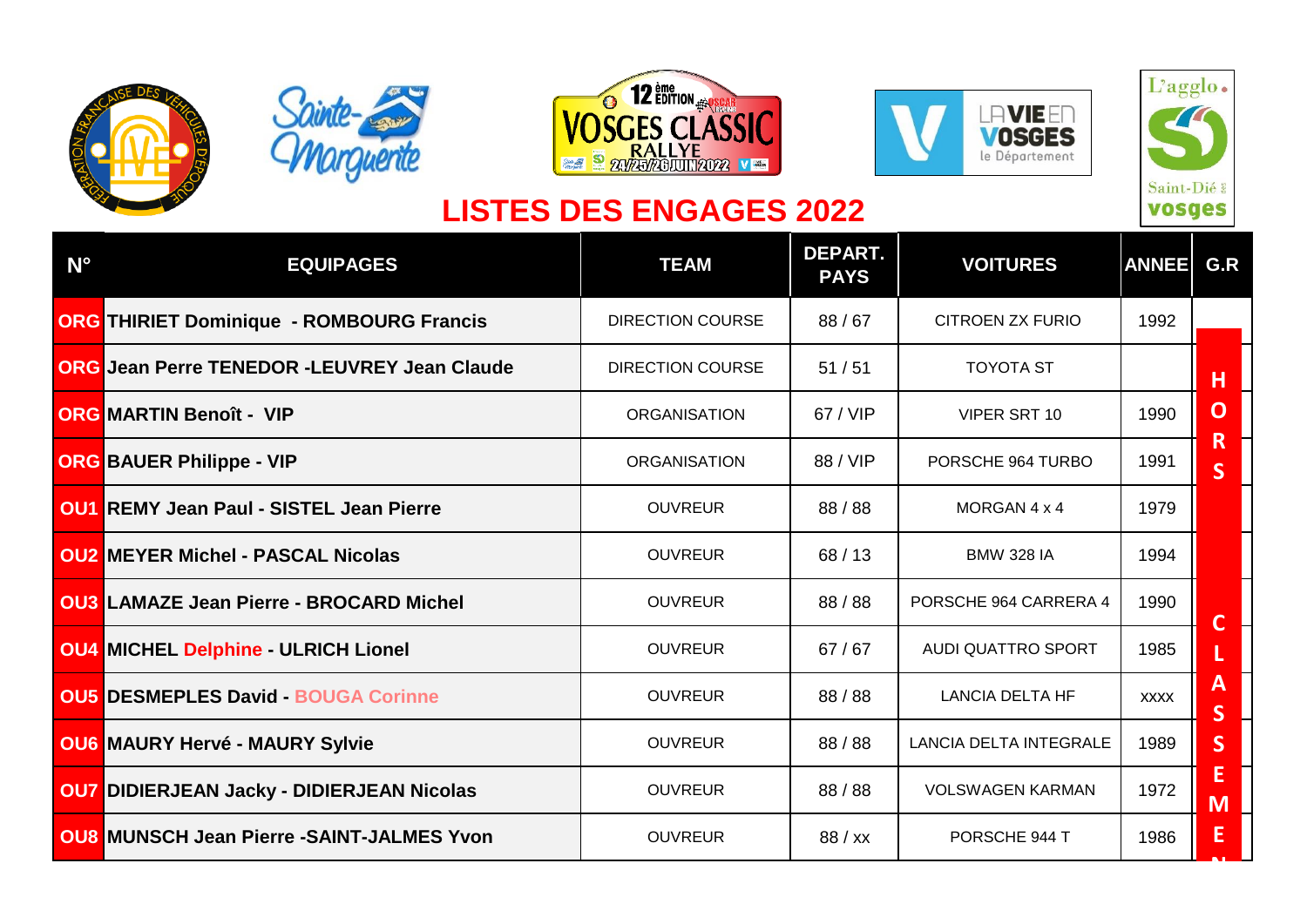# LISTES DES ENGAGES 2022

| N° | EQUIPAGES | TEAM | DEPART. PAYS | VOITURES | ANNEE | G.R |
|---|---|---|---|---|---|---|
| ORG | THIRIET Dominique - ROMBOURG Francis | DIRECTION COURSE | 88 / 67 | CITROEN ZX FURIO | 1992 | HORS CLASSEMENT |
| ORG | Jean Perre TENEDOR -LEUVREY Jean Claude | DIRECTION COURSE | 51 / 51 | TOYOTA ST | | |
| ORG | MARTIN Benoît - VIP | ORGANISATION | 67 / VIP | VIPER SRT 10 | 1990 | |
| ORG | BAUER Philippe - VIP | ORGANISATION | 88 / VIP | PORSCHE 964 TURBO | 1991 | |
| OU1 | REMY Jean Paul - SISTEL Jean Pierre | OUVREUR | 88 / 88 | MORGAN 4 x 4 | 1979 | |
| OU2 | MEYER Michel - PASCAL Nicolas | OUVREUR | 68 / 13 | BMW 328 IA | 1994 | |
| OU3 | LAMAZE Jean Pierre - BROCARD Michel | OUVREUR | 88 / 88 | PORSCHE 964 CARRERA 4 | 1990 | |
| OU4 | MICHEL Delphine - ULRICH Lionel | OUVREUR | 67 / 67 | AUDI QUATTRO SPORT | 1985 | |
| OU5 | DESMEPLES David - BOUGA Corinne | OUVREUR | 88 / 88 | LANCIA DELTA HF | xxxx | |
| OU6 | MAURY Hervé - MAURY Sylvie | OUVREUR | 88 / 88 | LANCIA DELTA INTEGRALE | 1989 | |
| OU7 | DIDIERJEAN Jacky - DIDIERJEAN Nicolas | OUVREUR | 88 / 88 | VOLSWAGEN KARMAN | 1972 | |
| OU8 | MUNSCH Jean Pierre -SAINT-JALMES Yvon | OUVREUR | 88 / xx | PORSCHE 944 T | 1986 | |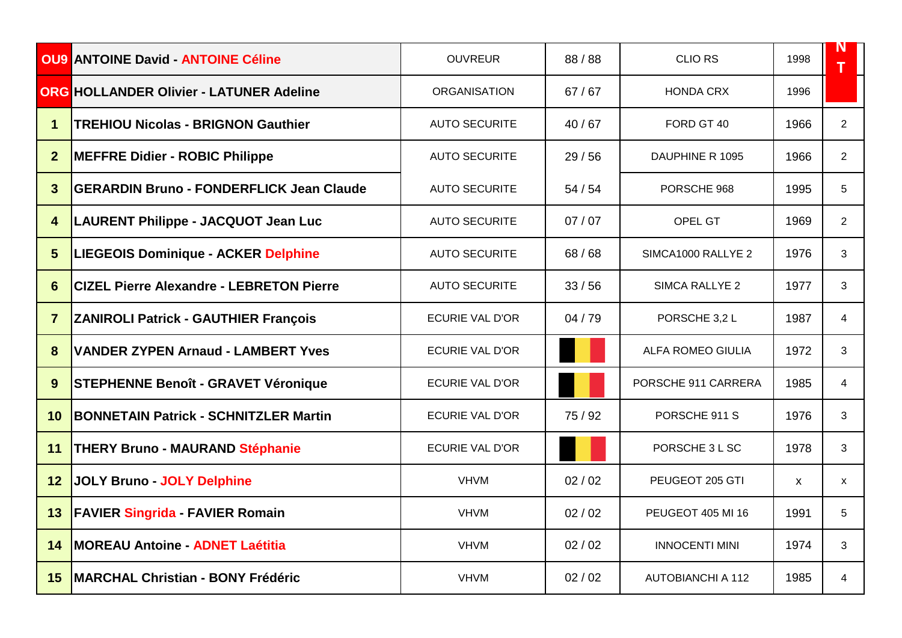| | | | | | | |
|---|---|---|---|---|---|---|
| OU9 | ANTOINE David - ANTOINE Céline | OUVREUR | 88 / 88 | CLIO RS | 1998 | N T |
| ORG | HOLLANDER Olivier - LATUNER Adeline | ORGANISATION | 67 / 67 | HONDA CRX | 1996 | |
| 1 | TREHIOU Nicolas - BRIGNON Gauthier | AUTO SECURITE | 40 / 67 | FORD GT 40 | 1966 | 2 |
| 2 | MEFFRE Didier - ROBIC Philippe | AUTO SECURITE | 29 / 56 | DAUPHINE R 1095 | 1966 | 2 |
| 3 | GERARDIN Bruno - FONDERFLICK Jean Claude | AUTO SECURITE | 54 / 54 | PORSCHE 968 | 1995 | 5 |
| 4 | LAURENT Philippe - JACQUOT Jean Luc | AUTO SECURITE | 07 / 07 | OPEL GT | 1969 | 2 |
| 5 | LIEGEOIS Dominique - ACKER Delphine | AUTO SECURITE | 68 / 68 | SIMCA1000 RALLYE 2 | 1976 | 3 |
| 6 | CIZEL Pierre Alexandre - LEBRETON Pierre | AUTO SECURITE | 33 / 56 | SIMCA RALLYE 2 | 1977 | 3 |
| 7 | ZANIROLI Patrick - GAUTHIER François | ECURIE VAL D'OR | 04 / 79 | PORSCHE 3,2 L | 1987 | 4 |
| 8 | VANDER ZYPEN Arnaud - LAMBERT Yves | ECURIE VAL D'OR | | ALFA ROMEO GIULIA | 1972 | 3 |
| 9 | STEPHENNE Benoît - GRAVET Véronique | ECURIE VAL D'OR | | PORSCHE 911 CARRERA | 1985 | 4 |
| 10 | BONNETAIN Patrick - SCHNITZLER Martin | ECURIE VAL D'OR | 75 / 92 | PORSCHE 911 S | 1976 | 3 |
| 11 | THERY Bruno - MAURAND Stéphanie | ECURIE VAL D'OR | | PORSCHE 3 L SC | 1978 | 3 |
| 12 | JOLY Bruno - JOLY Delphine | VHVM | 02 / 02 | PEUGEOT 205 GTI | x | x |
| 13 | FAVIER Singrida - FAVIER Romain | VHVM | 02 / 02 | PEUGEOT 405 MI 16 | 1991 | 5 |
| 14 | MOREAU Antoine - ADNET Laétitia | VHVM | 02 / 02 | INNOCENTI MINI | 1974 | 3 |
| 15 | MARCHAL Christian - BONY Frédéric | VHVM | 02 / 02 | AUTOBIANCHI A 112 | 1985 | 4 |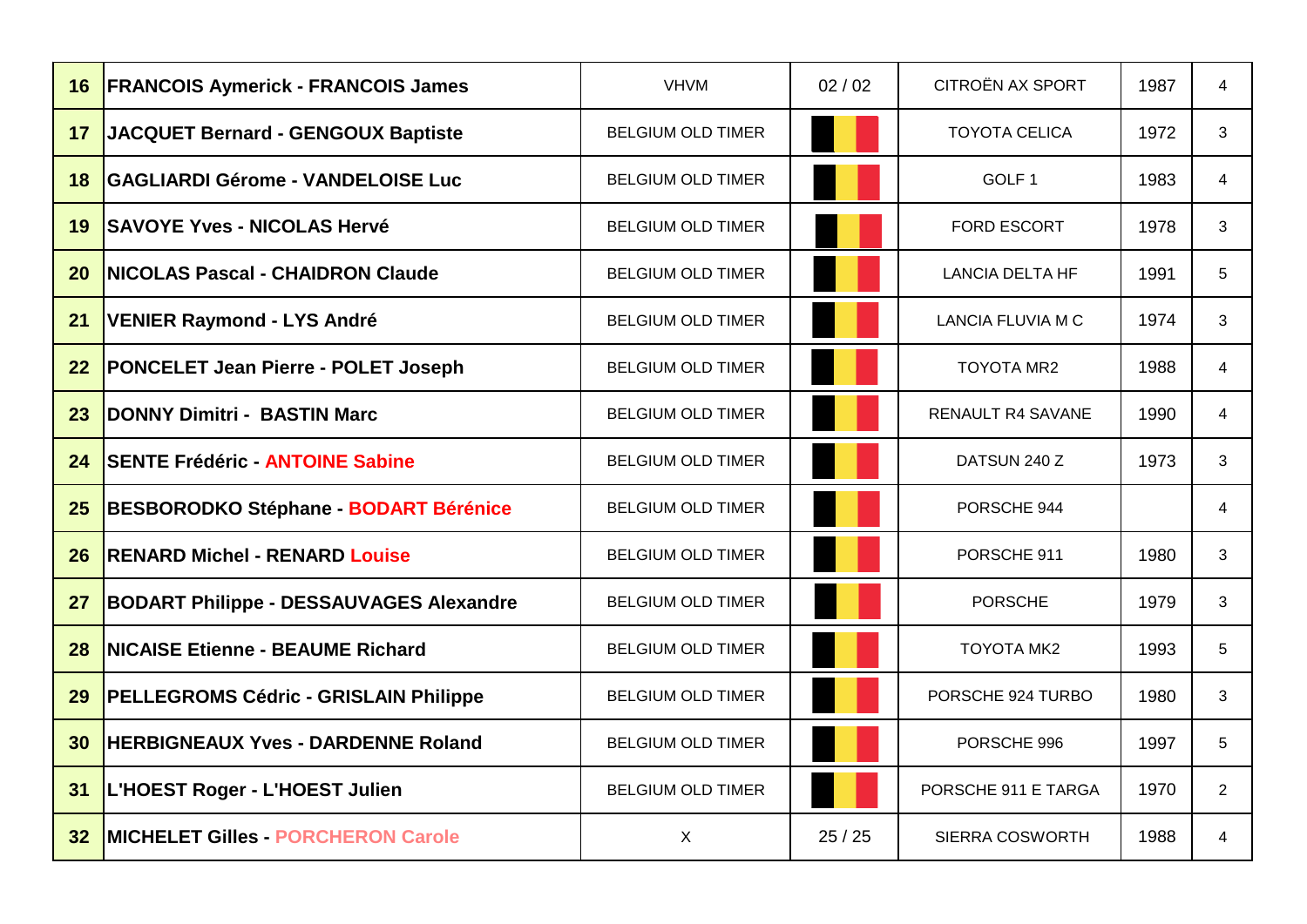| 16 | **FRANCOIS Aymerick - FRANCOIS James** | VHVM | 02 / 02 | CITROËN AX SPORT | 1987 | 4 |
|---|---|---|---|---|---|---|
| 17 | **JACQUET Bernard - GENGOUX Baptiste** | BELGIUM OLD TIMER | | TOYOTA CELICA | 1972 | 3 |
| 18 | **GAGLIARDI Gérome - VANDELOISE Luc** | BELGIUM OLD TIMER | | GOLF 1 | 1983 | 4 |
| 19 | **SAVOYE Yves - NICOLAS Hervé** | BELGIUM OLD TIMER | | FORD ESCORT | 1978 | 3 |
| 20 | **NICOLAS Pascal - CHAIDRON Claude** | BELGIUM OLD TIMER | | LANCIA DELTA HF | 1991 | 5 |
| 21 | **VENIER Raymond - LYS André** | BELGIUM OLD TIMER | | LANCIA FLUVIA M C | 1974 | 3 |
| 22 | **PONCELET Jean Pierre - POLET Joseph** | BELGIUM OLD TIMER | | TOYOTA MR2 | 1988 | 4 |
| 23 | **DONNY Dimitri - BASTIN Marc** | BELGIUM OLD TIMER | | RENAULT R4 SAVANE | 1990 | 4 |
| 24 | **SENTE Frédéric - ANTOINE Sabine** | BELGIUM OLD TIMER | | DATSUN 240 Z | 1973 | 3 |
| 25 | **BESBORODKO Stéphane - BODART Bérénice** | BELGIUM OLD TIMER | | PORSCHE 944 | | 4 |
| 26 | **RENARD Michel - RENARD Louise** | BELGIUM OLD TIMER | | PORSCHE 911 | 1980 | 3 |
| 27 | **BODART Philippe - DESSAUVAGES Alexandre** | BELGIUM OLD TIMER | | PORSCHE | 1979 | 3 |
| 28 | **NICAISE Etienne - BEAUME Richard** | BELGIUM OLD TIMER | | TOYOTA MK2 | 1993 | 5 |
| 29 | **PELLEGROMS Cédric - GRISLAIN Philippe** | BELGIUM OLD TIMER | | PORSCHE 924 TURBO | 1980 | 3 |
| 30 | **HERBIGNEAUX Yves - DARDENNE Roland** | BELGIUM OLD TIMER | | PORSCHE 996 | 1997 | 5 |
| 31 | **L'HOEST Roger - L'HOEST Julien** | BELGIUM OLD TIMER | | PORSCHE 911 E TARGA | 1970 | 2 |
| 32 | **MICHELET Gilles - PORCHERON Carole** | X | 25 / 25 | SIERRA COSWORTH | 1988 | 4 |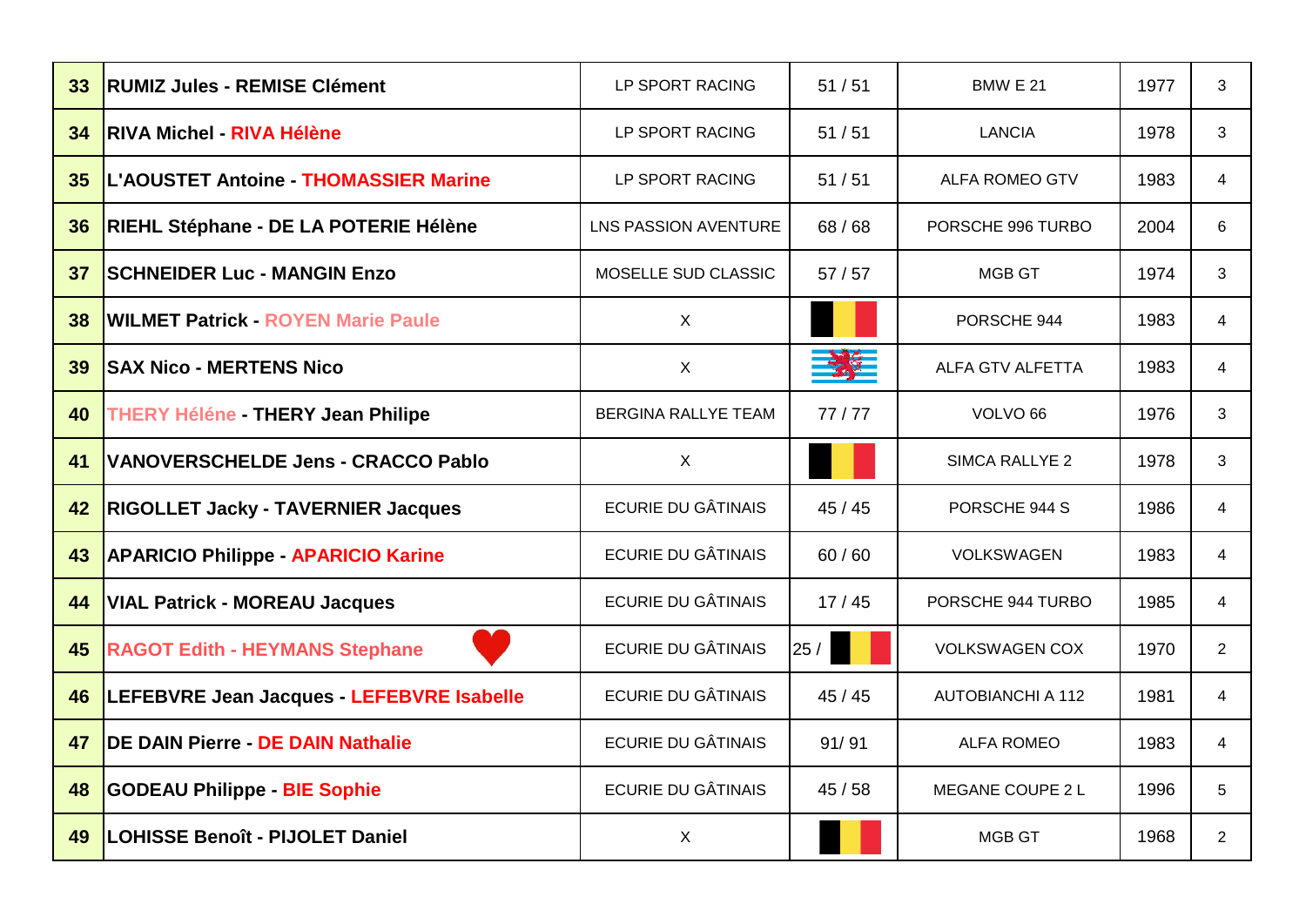| | | | | | | |
|---|---|---|---|---|---|---|
| **33** | **RUMIZ Jules - REMISE Clément** | LP SPORT RACING | 51 / 51 | BMW E 21 | 1977 | 3 |
| **34** | **RIVA Michel - RIVA Hélène** | LP SPORT RACING | 51 / 51 | LANCIA | 1978 | 3 |
| **35** | **L'AOUSTET Antoine - THOMASSIER Marine** | LP SPORT RACING | 51 / 51 | ALFA ROMEO GTV | 1983 | 4 |
| **36** | **RIEHL Stéphane - DE LA POTERIE Hélène** | LNS PASSION AVENTURE | 68 / 68 | PORSCHE 996 TURBO | 2004 | 6 |
| **37** | **SCHNEIDER Luc - MANGIN Enzo** | MOSELLE SUD CLASSIC | 57 / 57 | MGB GT | 1974 | 3 |
| **38** | **WILMET Patrick - ROYEN Marie Paule** | X | | PORSCHE 944 | 1983 | 4 |
| **39** | **SAX Nico - MERTENS Nico** | X | | ALFA GTV ALFETTA | 1983 | 4 |
| **40** | **THERY Héléne - THERY Jean Philipe** | BERGINA RALLYE TEAM | 77 / 77 | VOLVO 66 | 1976 | 3 |
| **41** | **VANOVERSCHELDE Jens - CRACCO Pablo** | X | | SIMCA RALLYE 2 | 1978 | 3 |
| **42** | **RIGOLLET Jacky - TAVERNIER Jacques** | ECURIE DU GÂTINAIS | 45 / 45 | PORSCHE 944 S | 1986 | 4 |
| **43** | **APARICIO Philippe - APARICIO Karine** | ECURIE DU GÂTINAIS | 60 / 60 | VOLKSWAGEN | 1983 | 4 |
| **44** | **VIAL Patrick - MOREAU Jacques** | ECURIE DU GÂTINAIS | 17 / 45 | PORSCHE 944 TURBO | 1985 | 4 |
| **45** | **RAGOT Edith - HEYMANS Stephane** | ECURIE DU GÂTINAIS | 25 / | VOLKSWAGEN COX | 1970 | 2 |
| **46** | **LEFEBVRE Jean Jacques - LEFEBVRE Isabelle** | ECURIE DU GÂTINAIS | 45 / 45 | AUTOBIANCHI A 112 | 1981 | 4 |
| **47** | **DE DAIN Pierre - DE DAIN Nathalie** | ECURIE DU GÂTINAIS | 91/ 91 | ALFA ROMEO | 1983 | 4 |
| **48** | **GODEAU Philippe - BIE Sophie** | ECURIE DU GÂTINAIS | 45 / 58 | MEGANE COUPE 2 L | 1996 | 5 |
| **49** | **LOHISSE Benoît - PIJOLET Daniel** | X | | MGB GT | 1968 | 2 |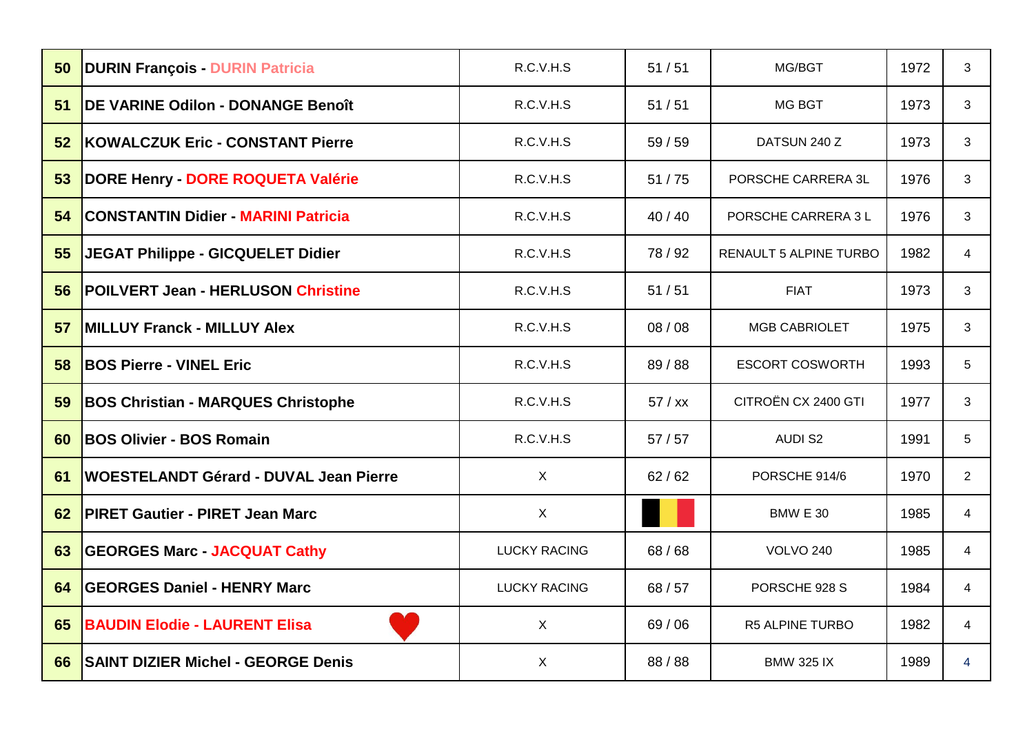| | | | | | | |
|---|---|---|---|---|---|---|
| **50** | **DURIN François - DURIN Patricia** | R.C.V.H.S | 51 / 51 | MG/BGT | 1972 | 3 |
| **51** | **DE VARINE Odilon - DONANGE Benoît** | R.C.V.H.S | 51 / 51 | MG BGT | 1973 | 3 |
| **52** | **KOWALCZUK Eric - CONSTANT Pierre** | R.C.V.H.S | 59 / 59 | DATSUN 240 Z | 1973 | 3 |
| **53** | **DORE Henry - DORE ROQUETA Valérie** | R.C.V.H.S | 51 / 75 | PORSCHE CARRERA 3L | 1976 | 3 |
| **54** | **CONSTANTIN Didier - MARINI Patricia** | R.C.V.H.S | 40 / 40 | PORSCHE CARRERA 3 L | 1976 | 3 |
| **55** | **JEGAT Philippe - GICQUELET Didier** | R.C.V.H.S | 78 / 92 | RENAULT 5 ALPINE TURBO | 1982 | 4 |
| **56** | **POILVERT Jean - HERLUSON Christine** | R.C.V.H.S | 51 / 51 | FIAT | 1973 | 3 |
| **57** | **MILLUY Franck - MILLUY Alex** | R.C.V.H.S | 08 / 08 | MGB CABRIOLET | 1975 | 3 |
| **58** | **BOS Pierre - VINEL Eric** | R.C.V.H.S | 89 / 88 | ESCORT COSWORTH | 1993 | 5 |
| **59** | **BOS Christian - MARQUES Christophe** | R.C.V.H.S | 57 / xx | CITROËN CX 2400 GTI | 1977 | 3 |
| **60** | **BOS Olivier - BOS Romain** | R.C.V.H.S | 57 / 57 | AUDI S2 | 1991 | 5 |
| **61** | **WOESTELANDT Gérard - DUVAL Jean Pierre** | X | 62 / 62 | PORSCHE 914/6 | 1970 | 2 |
| **62** | **PIRET Gautier - PIRET Jean Marc** | X | | BMW E 30 | 1985 | 4 |
| **63** | **GEORGES Marc - JACQUAT Cathy** | LUCKY RACING | 68 / 68 | VOLVO 240 | 1985 | 4 |
| **64** | **GEORGES Daniel - HENRY Marc** | LUCKY RACING | 68 / 57 | PORSCHE 928 S | 1984 | 4 |
| **65** | **BAUDIN Elodie - LAURENT Elisa** | X | 69 / 06 | R5 ALPINE TURBO | 1982 | 4 |
| **66** | **SAINT DIZIER Michel - GEORGE Denis** | X | 88 / 88 | BMW 325 IX | 1989 | 4 |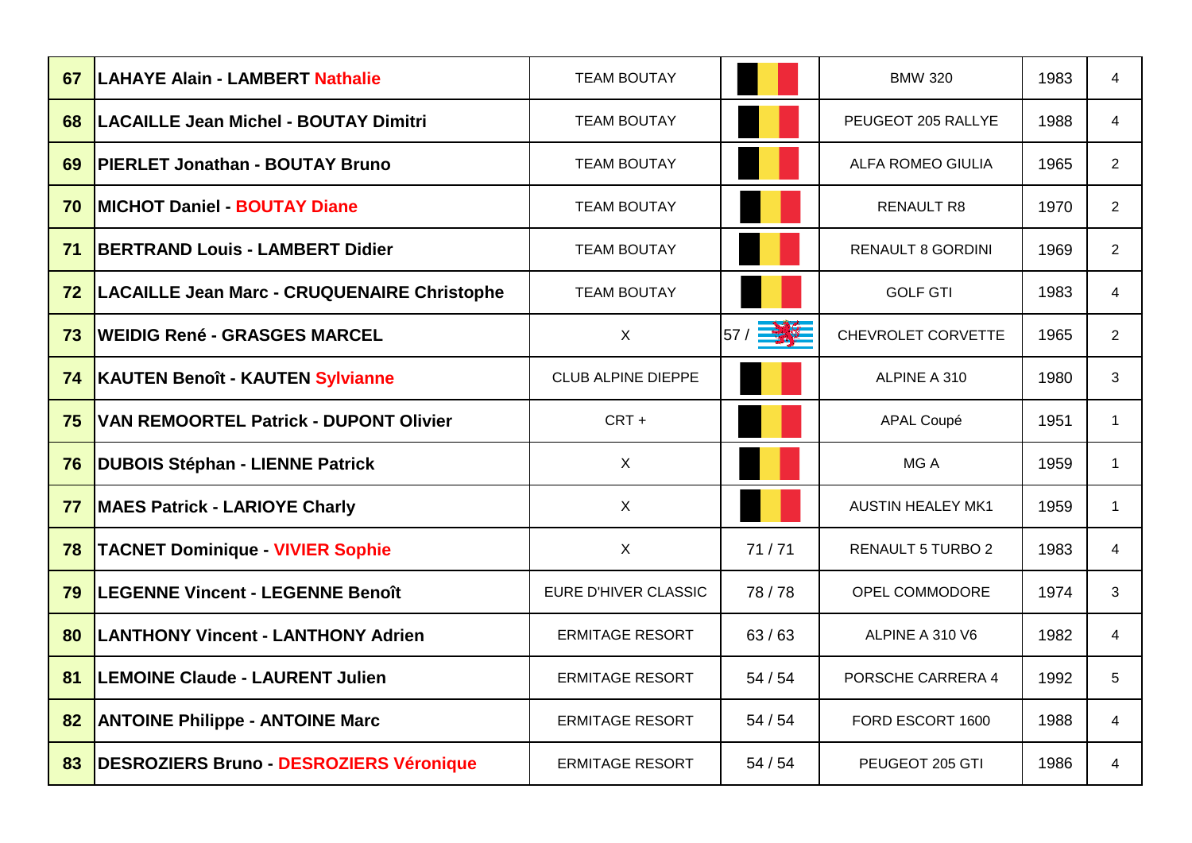| | | | | | | |
|---|---|---|---|---|---|---|
| **67** | **LAHAYE Alain - LAMBERT Nathalie** | TEAM BOUTAY | | BMW 320 | 1983 | 4 |
| **68** | **LACAILLE Jean Michel - BOUTAY Dimitri** | TEAM BOUTAY | | PEUGEOT 205 RALLYE | 1988 | 4 |
| **69** | **PIERLET Jonathan - BOUTAY Bruno** | TEAM BOUTAY | | ALFA ROMEO GIULIA | 1965 | 2 |
| **70** | **MICHOT Daniel - BOUTAY Diane** | TEAM BOUTAY | | RENAULT R8 | 1970 | 2 |
| **71** | **BERTRAND Louis - LAMBERT Didier** | TEAM BOUTAY | | RENAULT 8 GORDINI | 1969 | 2 |
| **72** | **LACAILLE Jean Marc - CRUQUENAIRE Christophe** | TEAM BOUTAY | | GOLF GTI | 1983 | 4 |
| **73** | **WEIDIG René - GRASGES MARCEL** | X | 57 / | CHEVROLET CORVETTE | 1965 | 2 |
| **74** | **KAUTEN Benoît - KAUTEN Sylvianne** | CLUB ALPINE DIEPPE | | ALPINE A 310 | 1980 | 3 |
| **75** | **VAN REMOORTEL Patrick - DUPONT Olivier** | CRT + | | APAL Coupé | 1951 | 1 |
| **76** | **DUBOIS Stéphan - LIENNE Patrick** | X | | MG A | 1959 | 1 |
| **77** | **MAES Patrick - LARIOYE Charly** | X | | AUSTIN HEALEY MK1 | 1959 | 1 |
| **78** | **TACNET Dominique - VIVIER Sophie** | X | 71 / 71 | RENAULT 5 TURBO 2 | 1983 | 4 |
| **79** | **LEGENNE Vincent - LEGENNE Benoît** | EURE D'HIVER CLASSIC | 78 / 78 | OPEL COMMODORE | 1974 | 3 |
| **80** | **LANTHONY Vincent - LANTHONY Adrien** | ERMITAGE RESORT | 63 / 63 | ALPINE A 310 V6 | 1982 | 4 |
| **81** | **LEMOINE Claude - LAURENT Julien** | ERMITAGE RESORT | 54 / 54 | PORSCHE CARRERA 4 | 1992 | 5 |
| **82** | **ANTOINE Philippe - ANTOINE Marc** | ERMITAGE RESORT | 54 / 54 | FORD ESCORT 1600 | 1988 | 4 |
| **83** | **DESROZIERS Bruno - DESROZIERS Véronique** | ERMITAGE RESORT | 54 / 54 | PEUGEOT 205 GTI | 1986 | 4 |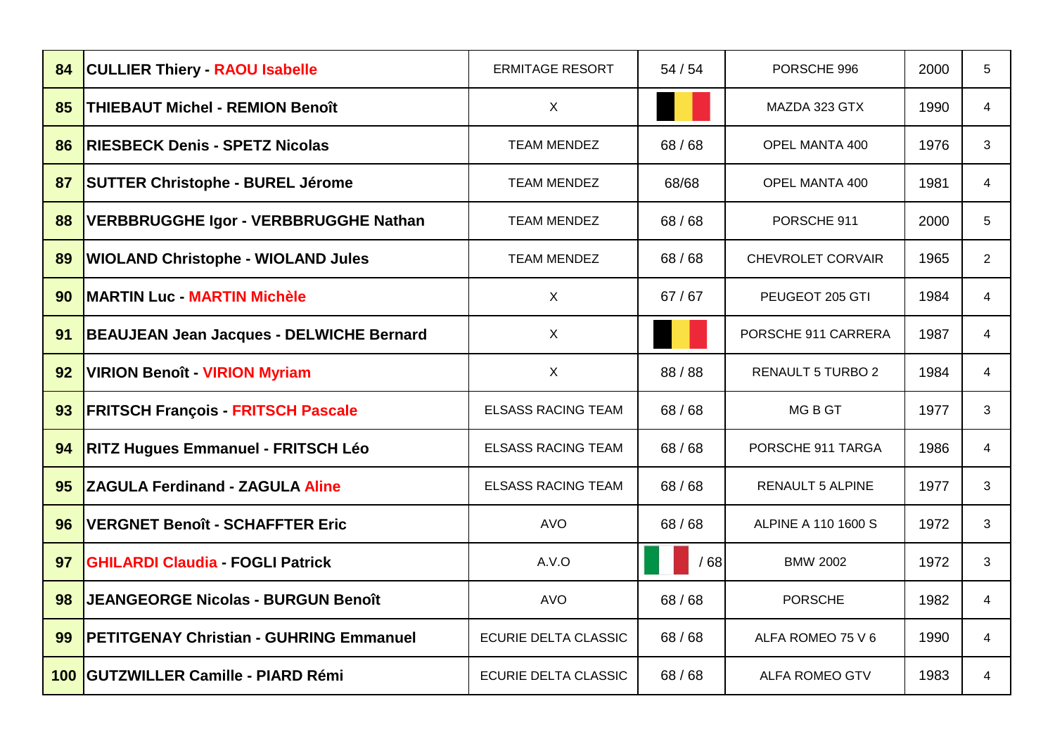| 84 | CULLIER Thiery - RAOU Isabelle | ERMITAGE RESORT | 54 / 54 | PORSCHE 996 | 2000 | 5 |
|---|---|---|---|---|---|---|
| 85 | THIEBAUT Michel - REMION Benoît | X | | MAZDA 323 GTX | 1990 | 4 |
| 86 | RIESBECK Denis - SPETZ Nicolas | TEAM MENDEZ | 68 / 68 | OPEL MANTA 400 | 1976 | 3 |
| 87 | SUTTER Christophe - BUREL Jérome | TEAM MENDEZ | 68/68 | OPEL MANTA 400 | 1981 | 4 |
| 88 | VERBBRUGGHE Igor - VERBBRUGGHE Nathan | TEAM MENDEZ | 68 / 68 | PORSCHE 911 | 2000 | 5 |
| 89 | WIOLAND Christophe - WIOLAND Jules | TEAM MENDEZ | 68 / 68 | CHEVROLET CORVAIR | 1965 | 2 |
| 90 | MARTIN Luc - MARTIN Michèle | X | 67 / 67 | PEUGEOT 205 GTI | 1984 | 4 |
| 91 | BEAUJEAN Jean Jacques - DELWICHE Bernard | X | | PORSCHE 911 CARRERA | 1987 | 4 |
| 92 | VIRION Benoît - VIRION Myriam | X | 88 / 88 | RENAULT 5 TURBO 2 | 1984 | 4 |
| 93 | FRITSCH François - FRITSCH Pascale | ELSASS RACING TEAM | 68 / 68 | MG B GT | 1977 | 3 |
| 94 | RITZ Hugues Emmanuel - FRITSCH Léo | ELSASS RACING TEAM | 68 / 68 | PORSCHE 911 TARGA | 1986 | 4 |
| 95 | ZAGULA Ferdinand - ZAGULA Aline | ELSASS RACING TEAM | 68 / 68 | RENAULT 5 ALPINE | 1977 | 3 |
| 96 | VERGNET Benoît - SCHAFFTER Eric | AVO | 68 / 68 | ALPINE A 110 1600 S | 1972 | 3 |
| 97 | GHILARDI Claudia - FOGLI Patrick | A.V.O | / 68 | BMW 2002 | 1972 | 3 |
| 98 | JEANGEORGE Nicolas - BURGUN Benoît | AVO | 68 / 68 | PORSCHE | 1982 | 4 |
| 99 | PETITGENAY Christian - GUHRING Emmanuel | ECURIE DELTA CLASSIC | 68 / 68 | ALFA ROMEO 75 V 6 | 1990 | 4 |
| 100 | GUTZWILLER Camille - PIARD Rémi | ECURIE DELTA CLASSIC | 68 / 68 | ALFA ROMEO GTV | 1983 | 4 |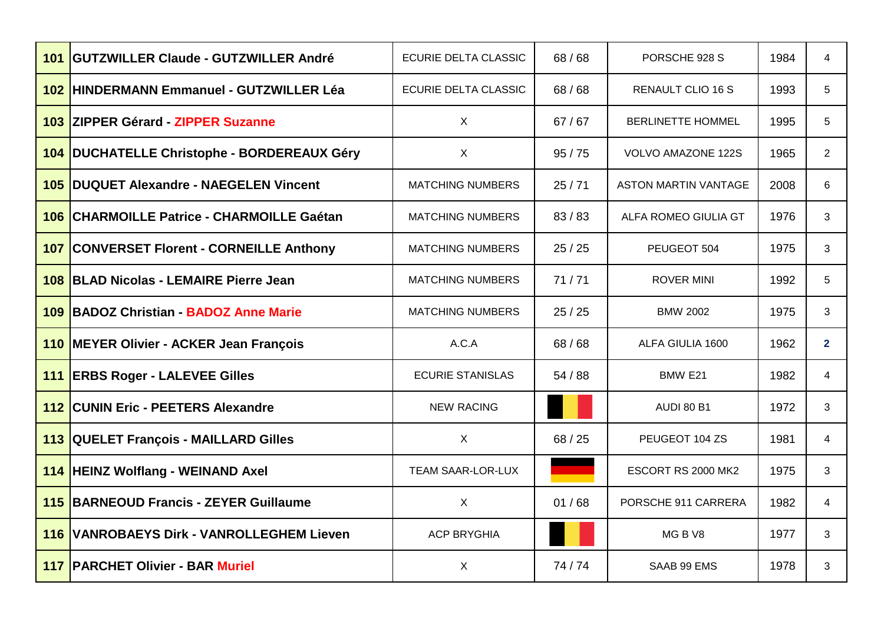| 101 | **GUTZWILLER Claude - GUTZWILLER André** | ECURIE DELTA CLASSIC | 68 / 68 | PORSCHE 928 S | 1984 | 4 |
|---|---|---|---|---|---|---|
| 102 | **HINDERMANN Emmanuel - GUTZWILLER Léa** | ECURIE DELTA CLASSIC | 68 / 68 | RENAULT CLIO 16 S | 1993 | 5 |
| 103 | **ZIPPER Gérard - ZIPPER Suzanne** | X | 67 / 67 | BERLINETTE HOMMEL | 1995 | 5 |
| 104 | **DUCHATELLE Christophe - BORDEREAUX Géry** | X | 95 / 75 | VOLVO AMAZONE 122S | 1965 | 2 |
| 105 | **DUQUET Alexandre - NAEGELEN Vincent** | MATCHING NUMBERS | 25 / 71 | ASTON MARTIN VANTAGE | 2008 | 6 |
| 106 | **CHARMOILLE Patrice - CHARMOILLE Gaétan** | MATCHING NUMBERS | 83 / 83 | ALFA ROMEO GIULIA GT | 1976 | 3 |
| 107 | **CONVERSET Florent - CORNEILLE Anthony** | MATCHING NUMBERS | 25 / 25 | PEUGEOT 504 | 1975 | 3 |
| 108 | **BLAD Nicolas - LEMAIRE Pierre Jean** | MATCHING NUMBERS | 71 / 71 | ROVER MINI | 1992 | 5 |
| 109 | **BADOZ Christian - BADOZ Anne Marie** | MATCHING NUMBERS | 25 / 25 | BMW 2002 | 1975 | 3 |
| 110 | **MEYER Olivier - ACKER Jean François** | A.C.A | 68 / 68 | ALFA GIULIA 1600 | 1962 | **2** |
| 111 | **ERBS Roger - LALEVEE Gilles** | ECURIE STANISLAS | 54 / 88 | BMW E21 | 1982 | 4 |
| 112 | **CUNIN Eric - PEETERS Alexandre** | NEW RACING | | AUDI 80 B1 | 1972 | 3 |
| 113 | **QUELET François - MAILLARD Gilles** | X | 68 / 25 | PEUGEOT 104 ZS | 1981 | 4 |
| 114 | **HEINZ Wolflang - WEINAND Axel** | TEAM SAAR-LOR-LUX | | ESCORT RS 2000 MK2 | 1975 | 3 |
| 115 | **BARNEOUD Francis - ZEYER Guillaume** | X | 01 / 68 | PORSCHE 911 CARRERA | 1982 | 4 |
| 116 | **VANROBAEYS Dirk - VANROLLEGHEM Lieven** | ACP BRYGHIA | | MG B V8 | 1977 | 3 |
| 117 | **PARCHET Olivier - BAR Muriel** | X | 74 / 74 | SAAB 99 EMS | 1978 | 3 |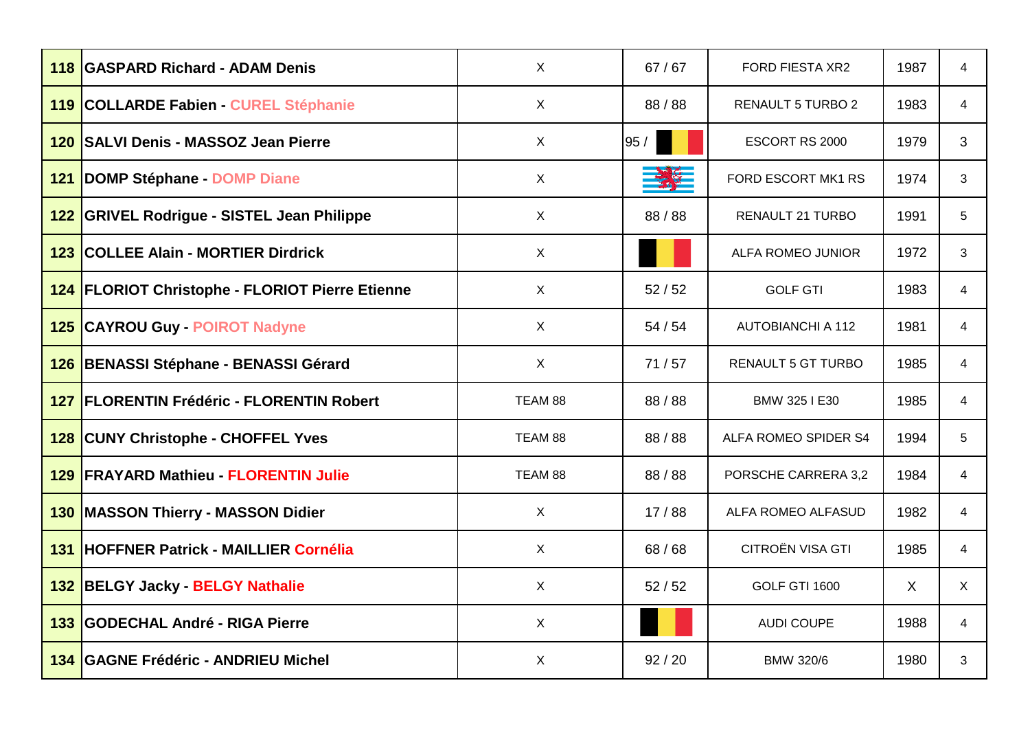| 118 | GASPARD Richard - ADAM Denis | X | 67 / 67 | FORD FIESTA XR2 | 1987 | 4 |
|---|---|---|---|---|---|---|
| 119 | COLLARDE Fabien - CUREL Stéphanie | X | 88 / 88 | RENAULT 5 TURBO 2 | 1983 | 4 |
| 120 | SALVI Denis - MASSOZ Jean Pierre | X | 95 / | ESCORT RS 2000 | 1979 | 3 |
| 121 | DOMP Stéphane - DOMP Diane | X | | FORD ESCORT MK1 RS | 1974 | 3 |
| 122 | GRIVEL Rodrigue - SISTEL Jean Philippe | X | 88 / 88 | RENAULT 21 TURBO | 1991 | 5 |
| 123 | COLLEE Alain - MORTIER Dirdrick | X | | ALFA ROMEO JUNIOR | 1972 | 3 |
| 124 | FLORIOT Christophe - FLORIOT Pierre Etienne | X | 52 / 52 | GOLF GTI | 1983 | 4 |
| 125 | CAYROU Guy - POIROT Nadyne | X | 54 / 54 | AUTOBIANCHI A 112 | 1981 | 4 |
| 126 | BENASSI Stéphane - BENASSI Gérard | X | 71 / 57 | RENAULT 5 GT TURBO | 1985 | 4 |
| 127 | FLORENTIN Frédéric - FLORENTIN Robert | TEAM 88 | 88 / 88 | BMW 325 I E30 | 1985 | 4 |
| 128 | CUNY Christophe - CHOFFEL Yves | TEAM 88 | 88 / 88 | ALFA ROMEO SPIDER S4 | 1994 | 5 |
| 129 | FRAYARD Mathieu - FLORENTIN Julie | TEAM 88 | 88 / 88 | PORSCHE CARRERA 3,2 | 1984 | 4 |
| 130 | MASSON Thierry - MASSON Didier | X | 17 / 88 | ALFA ROMEO ALFASUD | 1982 | 4 |
| 131 | HOFFNER Patrick - MAILLIER Cornélia | X | 68 / 68 | CITROËN VISA GTI | 1985 | 4 |
| 132 | BELGY Jacky - BELGY Nathalie | X | 52 / 52 | GOLF GTI 1600 | X | X |
| 133 | GODECHAL André - RIGA Pierre | X | | AUDI COUPE | 1988 | 4 |
| 134 | GAGNE Frédéric - ANDRIEU Michel | X | 92 / 20 | BMW 320/6 | 1980 | 3 |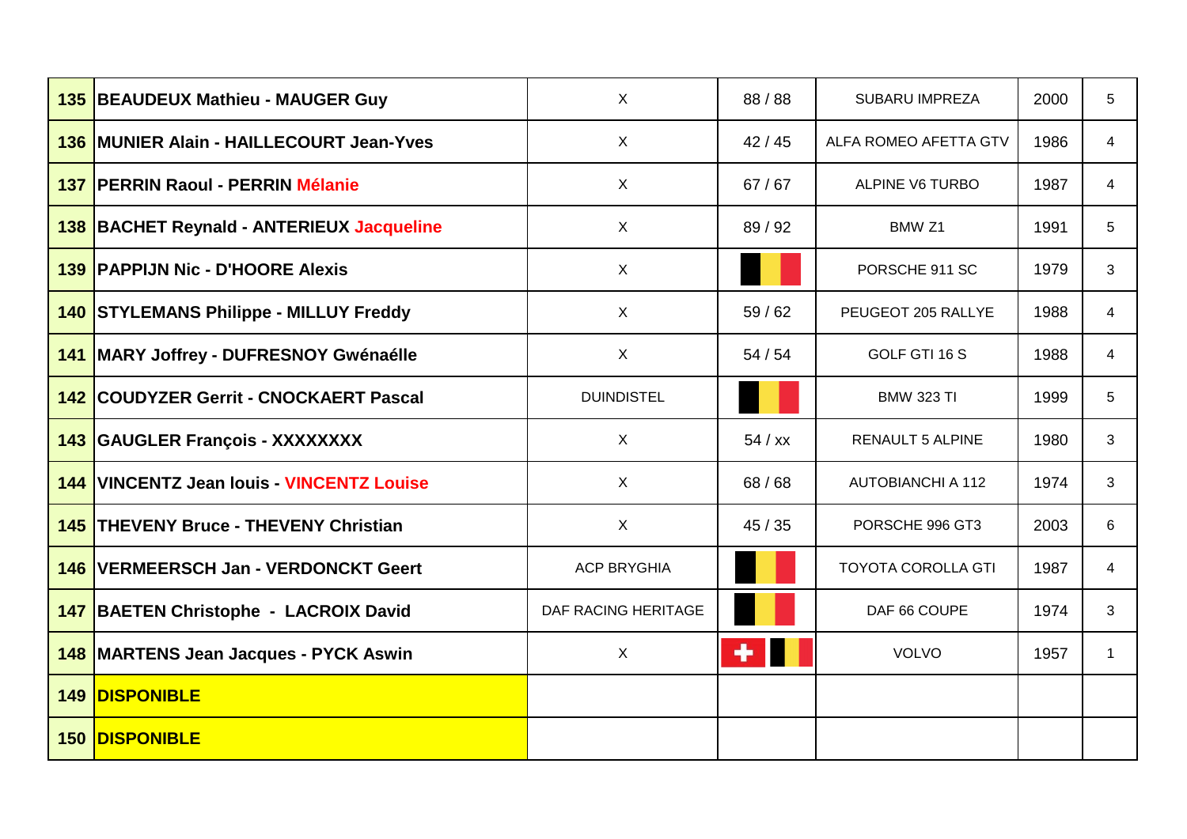| | | | | | | |
|---|---|---|---|---|---|---|
| 135 | **BEAUDEUX Mathieu - MAUGER Guy** | X | 88 / 88 | SUBARU IMPREZA | 2000 | 5 |
| 136 | **MUNIER Alain - HAILLECOURT Jean-Yves** | X | 42 / 45 | ALFA ROMEO AFETTA GTV | 1986 | 4 |
| 137 | **PERRIN Raoul - PERRIN Mélanie** | X | 67 / 67 | ALPINE V6 TURBO | 1987 | 4 |
| 138 | **BACHET Reynald - ANTERIEUX Jacqueline** | X | 89 / 92 | BMW Z1 | 1991 | 5 |
| 139 | **PAPPIJN Nic - D'HOORE Alexis** | X | | PORSCHE 911 SC | 1979 | 3 |
| 140 | **STYLEMANS Philippe - MILLUY Freddy** | X | 59 / 62 | PEUGEOT 205 RALLYE | 1988 | 4 |
| 141 | **MARY Joffrey - DUFRESNOY Gwénaélle** | X | 54 / 54 | GOLF GTI 16 S | 1988 | 4 |
| 142 | **COUDYZER Gerrit - CNOCKAERT Pascal** | DUINDISTEL | | BMW 323 TI | 1999 | 5 |
| 143 | **GAUGLER François - XXXXXXXX** | X | 54 / xx | RENAULT 5 ALPINE | 1980 | 3 |
| 144 | **VINCENTZ Jean louis - VINCENTZ Louise** | X | 68 / 68 | AUTOBIANCHI A 112 | 1974 | 3 |
| 145 | **THEVENY Bruce - THEVENY Christian** | X | 45 / 35 | PORSCHE 996 GT3 | 2003 | 6 |
| 146 | **VERMEERSCH Jan - VERDONCKT Geert** | ACP BRYGHIA | | TOYOTA COROLLA GTI | 1987 | 4 |
| 147 | **BAETEN Christophe - LACROIX David** | DAF RACING HERITAGE | | DAF 66 COUPE | 1974 | 3 |
| 148 | **MARTENS Jean Jacques - PYCK Aswin** | X | | VOLVO | 1957 | 1 |
| 149 | **DISPONIBLE** | | | | | |
| 150 | **DISPONIBLE** | | | | | |